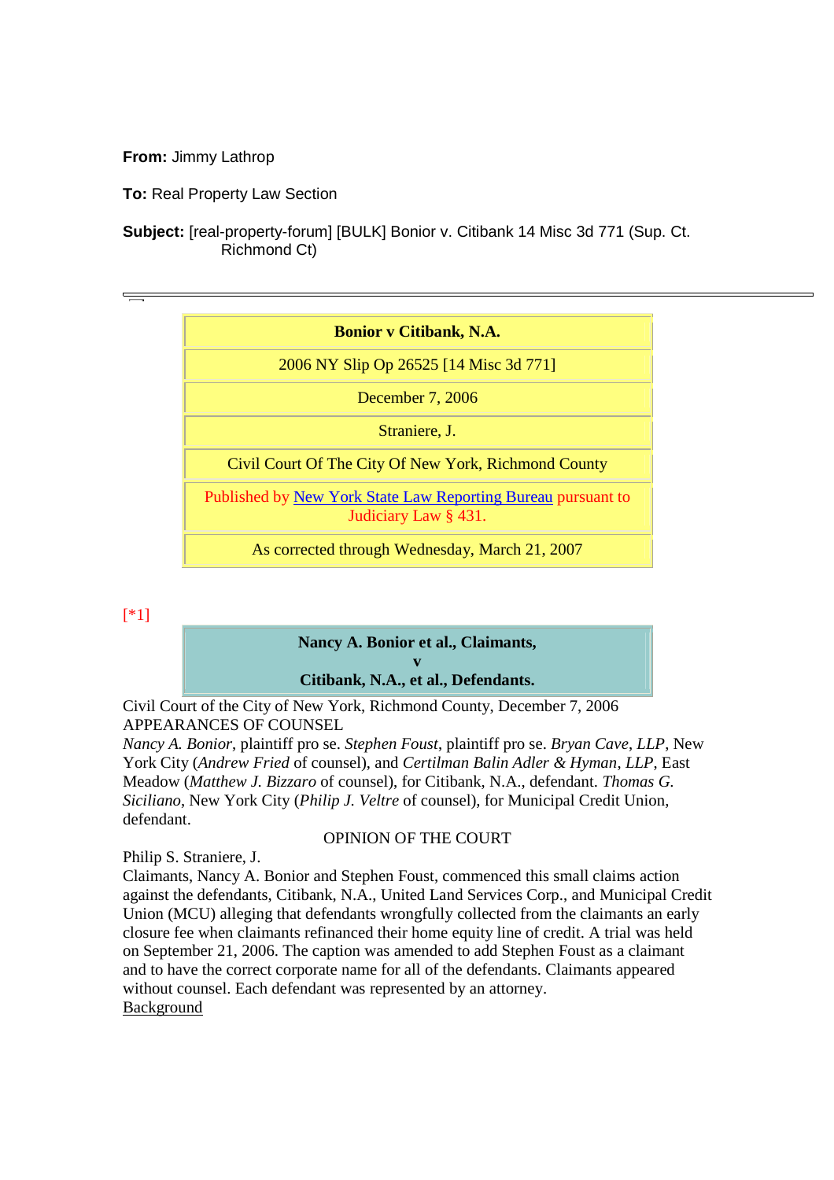**From:** Jimmy Lathrop

**To:** Real Property Law Section

**Subject:** [real-property-forum] [BULK] Bonior v. Citibank 14 Misc 3d 771 (Sup. Ct. Richmond Ct)

---

| **Bonior v Citibank, N.A.** |
|---|
| 2006 NY Slip Op 26525 [14 Misc 3d 771] |
| December 7, 2006 |
| Straniere, J. |
| Civil Court Of The City Of New York, Richmond County |
| Published by New York State Law Reporting Bureau pursuant to Judiciary Law § 431. |
| As corrected through Wednesday, March 21, 2007 |

[*1]

**Nancy A. Bonior et al., Claimants,**
**v**
**Citibank, N.A., et al., Defendants.**

Civil Court of the City of New York, Richmond County, December 7, 2006
APPEARANCES OF COUNSEL
*Nancy A. Bonior*, plaintiff pro se. *Stephen Foust*, plaintiff pro se. *Bryan Cave*, *LLP*, New York City (*Andrew Fried* of counsel), and *Certilman Balin Adler & Hyman*, *LLP*, East Meadow (*Matthew J. Bizzaro* of counsel), for Citibank, N.A., defendant. *Thomas G. Siciliano*, New York City (*Philip J. Veltre* of counsel), for Municipal Credit Union, defendant.

OPINION OF THE COURT

Philip S. Straniere, J.

Claimants, Nancy A. Bonior and Stephen Foust, commenced this small claims action against the defendants, Citibank, N.A., United Land Services Corp., and Municipal Credit Union (MCU) alleging that defendants wrongfully collected from the claimants an early closure fee when claimants refinanced their home equity line of credit. A trial was held on September 21, 2006. The caption was amended to add Stephen Foust as a claimant and to have the correct corporate name for all of the defendants. Claimants appeared without counsel. Each defendant was represented by an attorney.

Background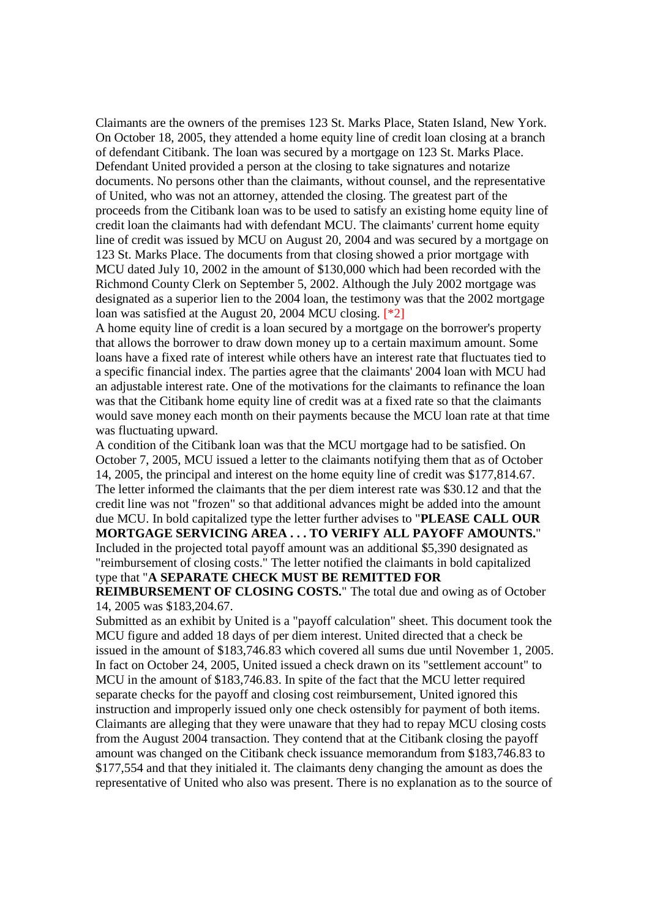Claimants are the owners of the premises 123 St. Marks Place, Staten Island, New York. On October 18, 2005, they attended a home equity line of credit loan closing at a branch of defendant Citibank. The loan was secured by a mortgage on 123 St. Marks Place. Defendant United provided a person at the closing to take signatures and notarize documents. No persons other than the claimants, without counsel, and the representative of United, who was not an attorney, attended the closing. The greatest part of the proceeds from the Citibank loan was to be used to satisfy an existing home equity line of credit loan the claimants had with defendant MCU. The claimants' current home equity line of credit was issued by MCU on August 20, 2004 and was secured by a mortgage on 123 St. Marks Place. The documents from that closing showed a prior mortgage with MCU dated July 10, 2002 in the amount of $130,000 which had been recorded with the Richmond County Clerk on September 5, 2002. Although the July 2002 mortgage was designated as a superior lien to the 2004 loan, the testimony was that the 2002 mortgage loan was satisfied at the August 20, 2004 MCU closing. [*2]

A home equity line of credit is a loan secured by a mortgage on the borrower's property that allows the borrower to draw down money up to a certain maximum amount. Some loans have a fixed rate of interest while others have an interest rate that fluctuates tied to a specific financial index. The parties agree that the claimants' 2004 loan with MCU had an adjustable interest rate. One of the motivations for the claimants to refinance the loan was that the Citibank home equity line of credit was at a fixed rate so that the claimants would save money each month on their payments because the MCU loan rate at that time was fluctuating upward.

A condition of the Citibank loan was that the MCU mortgage had to be satisfied. On October 7, 2005, MCU issued a letter to the claimants notifying them that as of October 14, 2005, the principal and interest on the home equity line of credit was $177,814.67. The letter informed the claimants that the per diem interest rate was $30.12 and that the credit line was not "frozen" so that additional advances might be added into the amount due MCU. In bold capitalized type the letter further advises to "**PLEASE CALL OUR MORTGAGE SERVICING AREA . . . TO VERIFY ALL PAYOFF AMOUNTS.**" Included in the projected total payoff amount was an additional $5,390 designated as "reimbursement of closing costs." The letter notified the claimants in bold capitalized type that "**A SEPARATE CHECK MUST BE REMITTED FOR REIMBURSEMENT OF CLOSING COSTS.**" The total due and owing as of October 14, 2005 was $183,204.67.

Submitted as an exhibit by United is a "payoff calculation" sheet. This document took the MCU figure and added 18 days of per diem interest. United directed that a check be issued in the amount of $183,746.83 which covered all sums due until November 1, 2005. In fact on October 24, 2005, United issued a check drawn on its "settlement account" to MCU in the amount of $183,746.83. In spite of the fact that the MCU letter required separate checks for the payoff and closing cost reimbursement, United ignored this instruction and improperly issued only one check ostensibly for payment of both items. Claimants are alleging that they were unaware that they had to repay MCU closing costs from the August 2004 transaction. They contend that at the Citibank closing the payoff amount was changed on the Citibank check issuance memorandum from $183,746.83 to $177,554 and that they initialed it. The claimants deny changing the amount as does the representative of United who also was present. There is no explanation as to the source of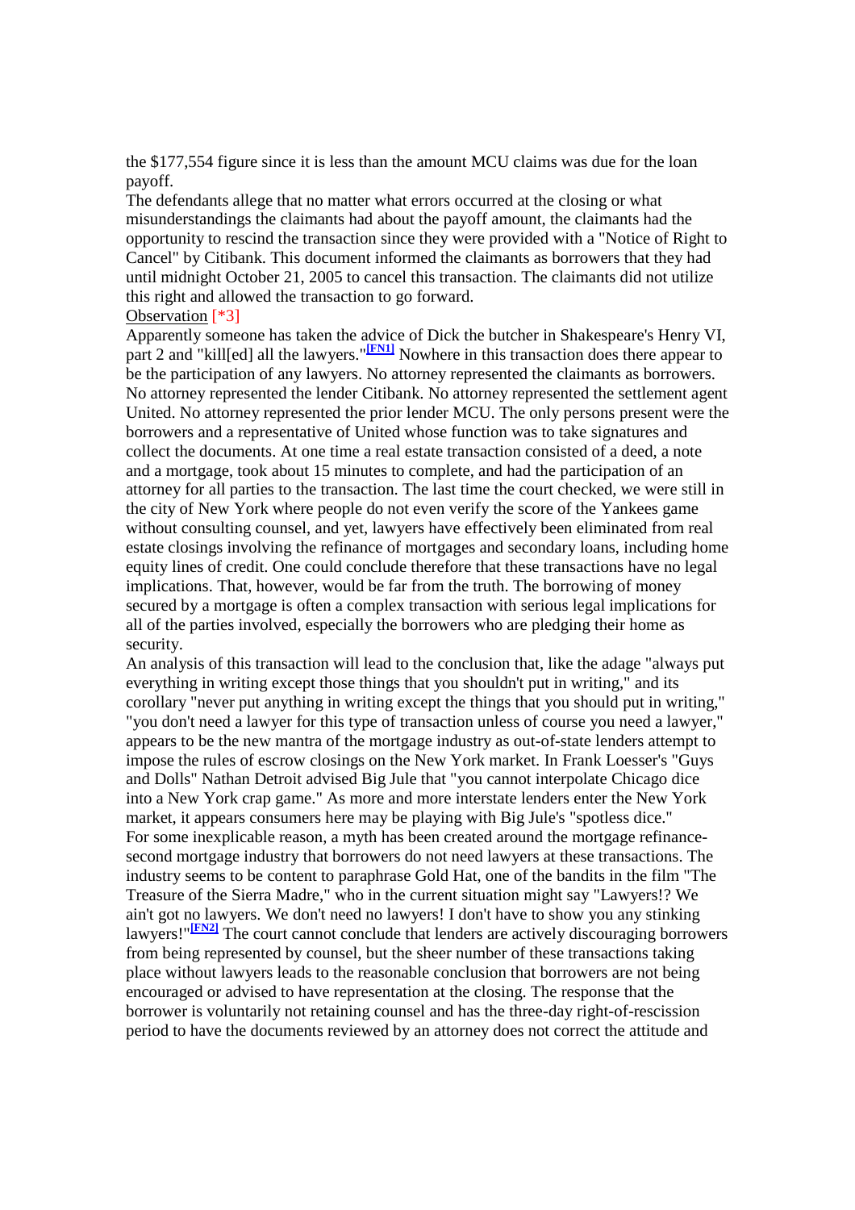the $177,554 figure since it is less than the amount MCU claims was due for the loan payoff.

The defendants allege that no matter what errors occurred at the closing or what misunderstandings the claimants had about the payoff amount, the claimants had the opportunity to rescind the transaction since they were provided with a "Notice of Right to Cancel" by Citibank. This document informed the claimants as borrowers that they had until midnight October 21, 2005 to cancel this transaction. The claimants did not utilize this right and allowed the transaction to go forward.

Observation [*3]

Apparently someone has taken the advice of Dick the butcher in Shakespeare's Henry VI, part 2 and "kill[ed] all the lawyers."[FN1] Nowhere in this transaction does there appear to be the participation of any lawyers. No attorney represented the claimants as borrowers. No attorney represented the lender Citibank. No attorney represented the settlement agent United. No attorney represented the prior lender MCU. The only persons present were the borrowers and a representative of United whose function was to take signatures and collect the documents. At one time a real estate transaction consisted of a deed, a note and a mortgage, took about 15 minutes to complete, and had the participation of an attorney for all parties to the transaction. The last time the court checked, we were still in the city of New York where people do not even verify the score of the Yankees game without consulting counsel, and yet, lawyers have effectively been eliminated from real estate closings involving the refinance of mortgages and secondary loans, including home equity lines of credit. One could conclude therefore that these transactions have no legal implications. That, however, would be far from the truth. The borrowing of money secured by a mortgage is often a complex transaction with serious legal implications for all of the parties involved, especially the borrowers who are pledging their home as security.

An analysis of this transaction will lead to the conclusion that, like the adage "always put everything in writing except those things that you shouldn't put in writing," and its corollary "never put anything in writing except the things that you should put in writing," "you don't need a lawyer for this type of transaction unless of course you need a lawyer," appears to be the new mantra of the mortgage industry as out-of-state lenders attempt to impose the rules of escrow closings on the New York market. In Frank Loesser's "Guys and Dolls" Nathan Detroit advised Big Jule that "you cannot interpolate Chicago dice into a New York crap game." As more and more interstate lenders enter the New York market, it appears consumers here may be playing with Big Jule's "spotless dice."

For some inexplicable reason, a myth has been created around the mortgage refinance-second mortgage industry that borrowers do not need lawyers at these transactions. The industry seems to be content to paraphrase Gold Hat, one of the bandits in the film "The Treasure of the Sierra Madre," who in the current situation might say "Lawyers!? We ain't got no lawyers. We don't need no lawyers! I don't have to show you any stinking lawyers!"[FN2] The court cannot conclude that lenders are actively discouraging borrowers from being represented by counsel, but the sheer number of these transactions taking place without lawyers leads to the reasonable conclusion that borrowers are not being encouraged or advised to have representation at the closing. The response that the borrower is voluntarily not retaining counsel and has the three-day right-of-rescission period to have the documents reviewed by an attorney does not correct the attitude and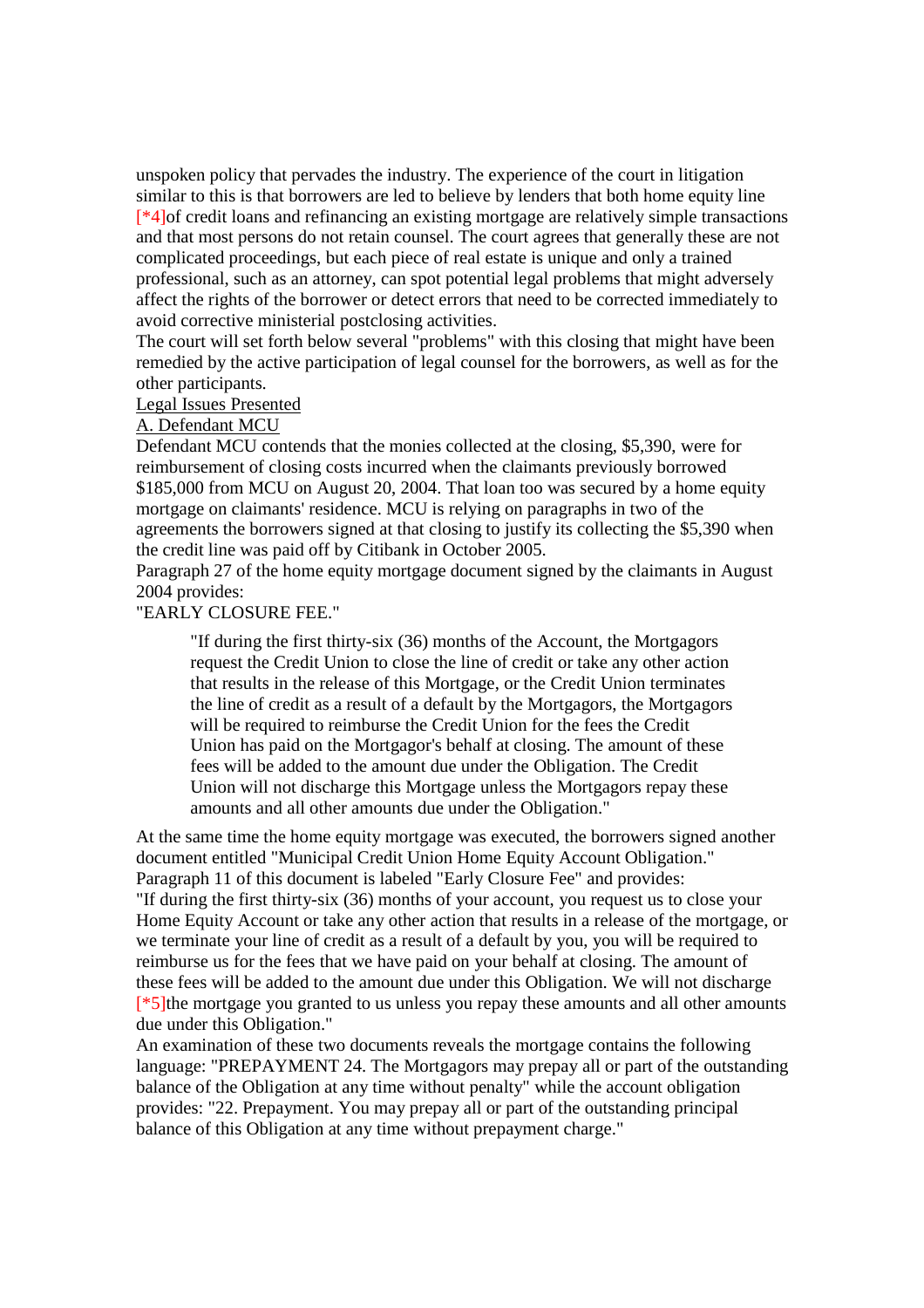unspoken policy that pervades the industry. The experience of the court in litigation similar to this is that borrowers are led to believe by lenders that both home equity line [*4]of credit loans and refinancing an existing mortgage are relatively simple transactions and that most persons do not retain counsel. The court agrees that generally these are not complicated proceedings, but each piece of real estate is unique and only a trained professional, such as an attorney, can spot potential legal problems that might adversely affect the rights of the borrower or detect errors that need to be corrected immediately to avoid corrective ministerial postclosing activities.

The court will set forth below several "problems" with this closing that might have been remedied by the active participation of legal counsel for the borrowers, as well as for the other participants.

Legal Issues Presented

A. Defendant MCU

Defendant MCU contends that the monies collected at the closing, $5,390, were for reimbursement of closing costs incurred when the claimants previously borrowed $185,000 from MCU on August 20, 2004. That loan too was secured by a home equity mortgage on claimants' residence. MCU is relying on paragraphs in two of the agreements the borrowers signed at that closing to justify its collecting the $5,390 when the credit line was paid off by Citibank in October 2005.

Paragraph 27 of the home equity mortgage document signed by the claimants in August 2004 provides:

"EARLY CLOSURE FEE."

> "If during the first thirty-six (36) months of the Account, the Mortgagors request the Credit Union to close the line of credit or take any other action that results in the release of this Mortgage, or the Credit Union terminates the line of credit as a result of a default by the Mortgagors, the Mortgagors will be required to reimburse the Credit Union for the fees the Credit Union has paid on the Mortgagor's behalf at closing. The amount of these fees will be added to the amount due under the Obligation. The Credit Union will not discharge this Mortgage unless the Mortgagors repay these amounts and all other amounts due under the Obligation."

At the same time the home equity mortgage was executed, the borrowers signed another document entitled "Municipal Credit Union Home Equity Account Obligation." Paragraph 11 of this document is labeled "Early Closure Fee" and provides:

"If during the first thirty-six (36) months of your account, you request us to close your Home Equity Account or take any other action that results in a release of the mortgage, or we terminate your line of credit as a result of a default by you, you will be required to reimburse us for the fees that we have paid on your behalf at closing. The amount of these fees will be added to the amount due under this Obligation. We will not discharge [*5]the mortgage you granted to us unless you repay these amounts and all other amounts due under this Obligation."

An examination of these two documents reveals the mortgage contains the following language: "PREPAYMENT 24. The Mortgagors may prepay all or part of the outstanding balance of the Obligation at any time without penalty" while the account obligation provides: "22. Prepayment. You may prepay all or part of the outstanding principal balance of this Obligation at any time without prepayment charge."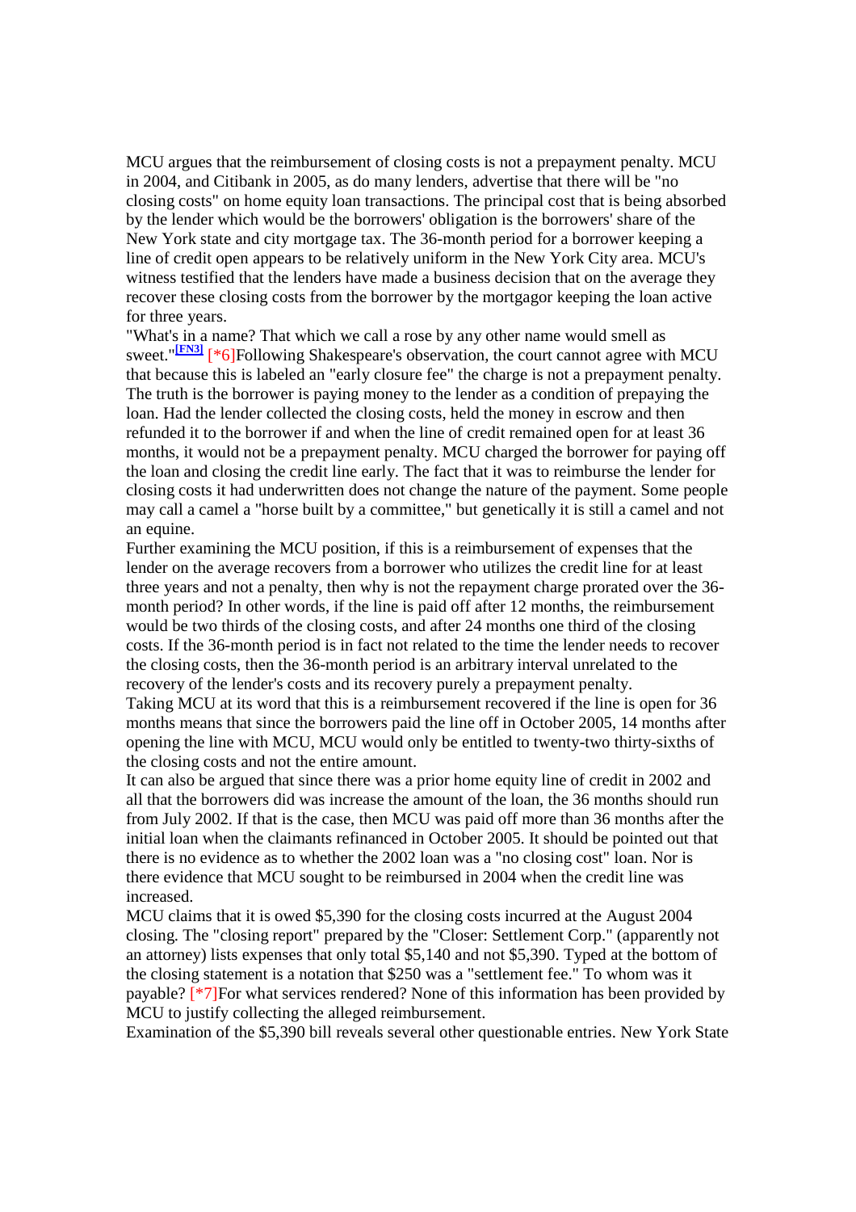MCU argues that the reimbursement of closing costs is not a prepayment penalty. MCU in 2004, and Citibank in 2005, as do many lenders, advertise that there will be "no closing costs" on home equity loan transactions. The principal cost that is being absorbed by the lender which would be the borrowers' obligation is the borrowers' share of the New York state and city mortgage tax. The 36-month period for a borrower keeping a line of credit open appears to be relatively uniform in the New York City area. MCU's witness testified that the lenders have made a business decision that on the average they recover these closing costs from the borrower by the mortgagor keeping the loan active for three years.

"What's in a name? That which we call a rose by any other name would smell as sweet."[FN3] [*6]Following Shakespeare's observation, the court cannot agree with MCU that because this is labeled an "early closure fee" the charge is not a prepayment penalty. The truth is the borrower is paying money to the lender as a condition of prepaying the loan. Had the lender collected the closing costs, held the money in escrow and then refunded it to the borrower if and when the line of credit remained open for at least 36 months, it would not be a prepayment penalty. MCU charged the borrower for paying off the loan and closing the credit line early. The fact that it was to reimburse the lender for closing costs it had underwritten does not change the nature of the payment. Some people may call a camel a "horse built by a committee," but genetically it is still a camel and not an equine.

Further examining the MCU position, if this is a reimbursement of expenses that the lender on the average recovers from a borrower who utilizes the credit line for at least three years and not a penalty, then why is not the repayment charge prorated over the 36-month period? In other words, if the line is paid off after 12 months, the reimbursement would be two thirds of the closing costs, and after 24 months one third of the closing costs. If the 36-month period is in fact not related to the time the lender needs to recover the closing costs, then the 36-month period is an arbitrary interval unrelated to the recovery of the lender's costs and its recovery purely a prepayment penalty.

Taking MCU at its word that this is a reimbursement recovered if the line is open for 36 months means that since the borrowers paid the line off in October 2005, 14 months after opening the line with MCU, MCU would only be entitled to twenty-two thirty-sixths of the closing costs and not the entire amount.

It can also be argued that since there was a prior home equity line of credit in 2002 and all that the borrowers did was increase the amount of the loan, the 36 months should run from July 2002. If that is the case, then MCU was paid off more than 36 months after the initial loan when the claimants refinanced in October 2005. It should be pointed out that there is no evidence as to whether the 2002 loan was a "no closing cost" loan. Nor is there evidence that MCU sought to be reimbursed in 2004 when the credit line was increased.

MCU claims that it is owed $5,390 for the closing costs incurred at the August 2004 closing. The "closing report" prepared by the "Closer: Settlement Corp." (apparently not an attorney) lists expenses that only total $5,140 and not $5,390. Typed at the bottom of the closing statement is a notation that $250 was a "settlement fee." To whom was it payable? [*7]For what services rendered? None of this information has been provided by MCU to justify collecting the alleged reimbursement.

Examination of the $5,390 bill reveals several other questionable entries. New York State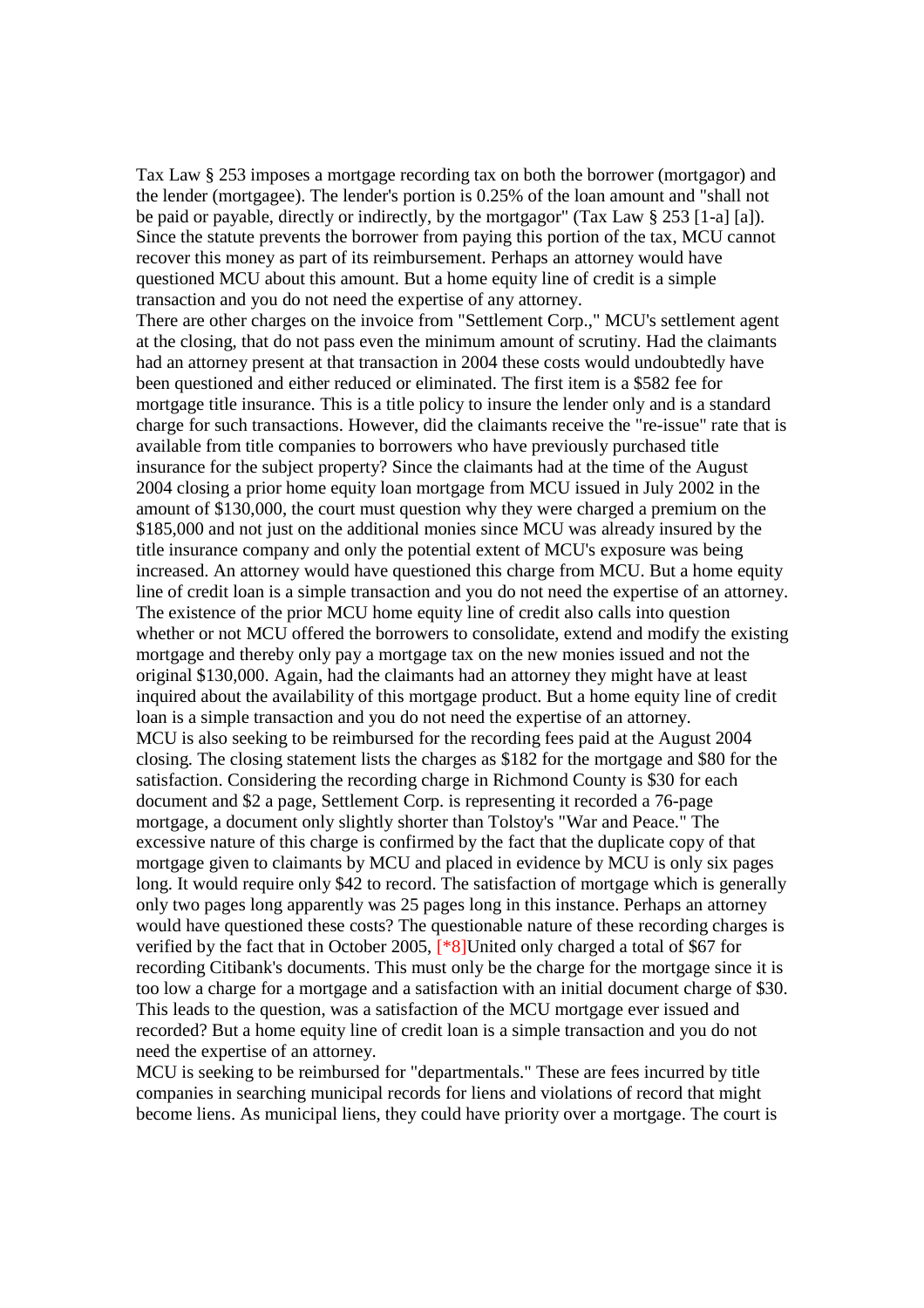Tax Law § 253 imposes a mortgage recording tax on both the borrower (mortgagor) and the lender (mortgagee). The lender's portion is 0.25% of the loan amount and "shall not be paid or payable, directly or indirectly, by the mortgagor" (Tax Law § 253 [1-a] [a]). Since the statute prevents the borrower from paying this portion of the tax, MCU cannot recover this money as part of its reimbursement. Perhaps an attorney would have questioned MCU about this amount. But a home equity line of credit is a simple transaction and you do not need the expertise of any attorney.

There are other charges on the invoice from "Settlement Corp.," MCU's settlement agent at the closing, that do not pass even the minimum amount of scrutiny. Had the claimants had an attorney present at that transaction in 2004 these costs would undoubtedly have been questioned and either reduced or eliminated. The first item is a $582 fee for mortgage title insurance. This is a title policy to insure the lender only and is a standard charge for such transactions. However, did the claimants receive the "re-issue" rate that is available from title companies to borrowers who have previously purchased title insurance for the subject property? Since the claimants had at the time of the August 2004 closing a prior home equity loan mortgage from MCU issued in July 2002 in the amount of $130,000, the court must question why they were charged a premium on the $185,000 and not just on the additional monies since MCU was already insured by the title insurance company and only the potential extent of MCU's exposure was being increased. An attorney would have questioned this charge from MCU. But a home equity line of credit loan is a simple transaction and you do not need the expertise of an attorney.

The existence of the prior MCU home equity line of credit also calls into question whether or not MCU offered the borrowers to consolidate, extend and modify the existing mortgage and thereby only pay a mortgage tax on the new monies issued and not the original $130,000. Again, had the claimants had an attorney they might have at least inquired about the availability of this mortgage product. But a home equity line of credit loan is a simple transaction and you do not need the expertise of an attorney.

MCU is also seeking to be reimbursed for the recording fees paid at the August 2004 closing. The closing statement lists the charges as $182 for the mortgage and $80 for the satisfaction. Considering the recording charge in Richmond County is $30 for each document and $2 a page, Settlement Corp. is representing it recorded a 76-page mortgage, a document only slightly shorter than Tolstoy's "War and Peace." The excessive nature of this charge is confirmed by the fact that the duplicate copy of that mortgage given to claimants by MCU and placed in evidence by MCU is only six pages long. It would require only $42 to record. The satisfaction of mortgage which is generally only two pages long apparently was 25 pages long in this instance. Perhaps an attorney would have questioned these costs? The questionable nature of these recording charges is verified by the fact that in October 2005, [*8]United only charged a total of $67 for recording Citibank's documents. This must only be the charge for the mortgage since it is too low a charge for a mortgage and a satisfaction with an initial document charge of $30. This leads to the question, was a satisfaction of the MCU mortgage ever issued and recorded? But a home equity line of credit loan is a simple transaction and you do not need the expertise of an attorney.

MCU is seeking to be reimbursed for "departmentals." These are fees incurred by title companies in searching municipal records for liens and violations of record that might become liens. As municipal liens, they could have priority over a mortgage. The court is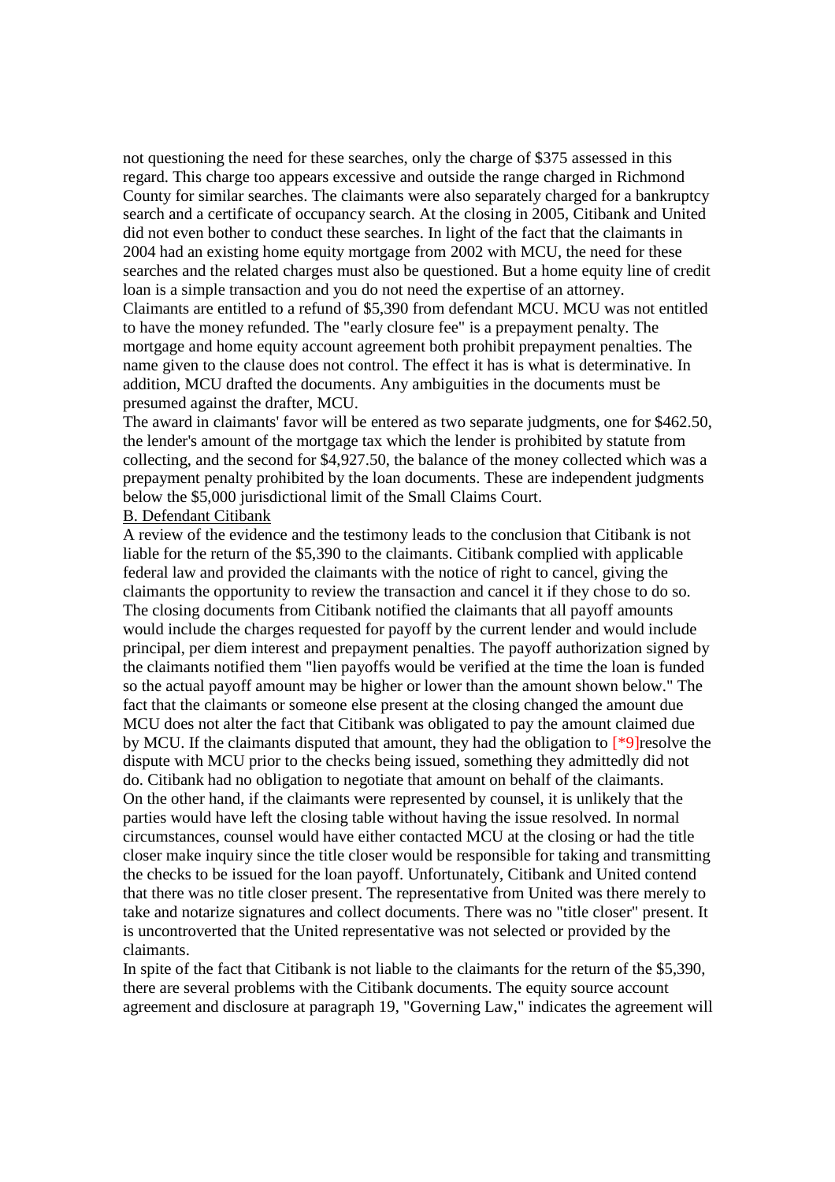not questioning the need for these searches, only the charge of $375 assessed in this regard. This charge too appears excessive and outside the range charged in Richmond County for similar searches. The claimants were also separately charged for a bankruptcy search and a certificate of occupancy search. At the closing in 2005, Citibank and United did not even bother to conduct these searches. In light of the fact that the claimants in 2004 had an existing home equity mortgage from 2002 with MCU, the need for these searches and the related charges must also be questioned. But a home equity line of credit loan is a simple transaction and you do not need the expertise of an attorney.

Claimants are entitled to a refund of $5,390 from defendant MCU. MCU was not entitled to have the money refunded. The "early closure fee" is a prepayment penalty. The mortgage and home equity account agreement both prohibit prepayment penalties. The name given to the clause does not control. The effect it has is what is determinative. In addition, MCU drafted the documents. Any ambiguities in the documents must be presumed against the drafter, MCU.

The award in claimants' favor will be entered as two separate judgments, one for $462.50, the lender's amount of the mortgage tax which the lender is prohibited by statute from collecting, and the second for $4,927.50, the balance of the money collected which was a prepayment penalty prohibited by the loan documents. These are independent judgments below the $5,000 jurisdictional limit of the Small Claims Court.

B. Defendant Citibank

A review of the evidence and the testimony leads to the conclusion that Citibank is not liable for the return of the $5,390 to the claimants. Citibank complied with applicable federal law and provided the claimants with the notice of right to cancel, giving the claimants the opportunity to review the transaction and cancel it if they chose to do so. The closing documents from Citibank notified the claimants that all payoff amounts would include the charges requested for payoff by the current lender and would include principal, per diem interest and prepayment penalties. The payoff authorization signed by the claimants notified them "lien payoffs would be verified at the time the loan is funded so the actual payoff amount may be higher or lower than the amount shown below." The fact that the claimants or someone else present at the closing changed the amount due MCU does not alter the fact that Citibank was obligated to pay the amount claimed due by MCU. If the claimants disputed that amount, they had the obligation to [*9]resolve the dispute with MCU prior to the checks being issued, something they admittedly did not do. Citibank had no obligation to negotiate that amount on behalf of the claimants.

On the other hand, if the claimants were represented by counsel, it is unlikely that the parties would have left the closing table without having the issue resolved. In normal circumstances, counsel would have either contacted MCU at the closing or had the title closer make inquiry since the title closer would be responsible for taking and transmitting the checks to be issued for the loan payoff. Unfortunately, Citibank and United contend that there was no title closer present. The representative from United was there merely to take and notarize signatures and collect documents. There was no "title closer" present. It is uncontroverted that the United representative was not selected or provided by the claimants.

In spite of the fact that Citibank is not liable to the claimants for the return of the $5,390, there are several problems with the Citibank documents. The equity source account agreement and disclosure at paragraph 19, "Governing Law," indicates the agreement will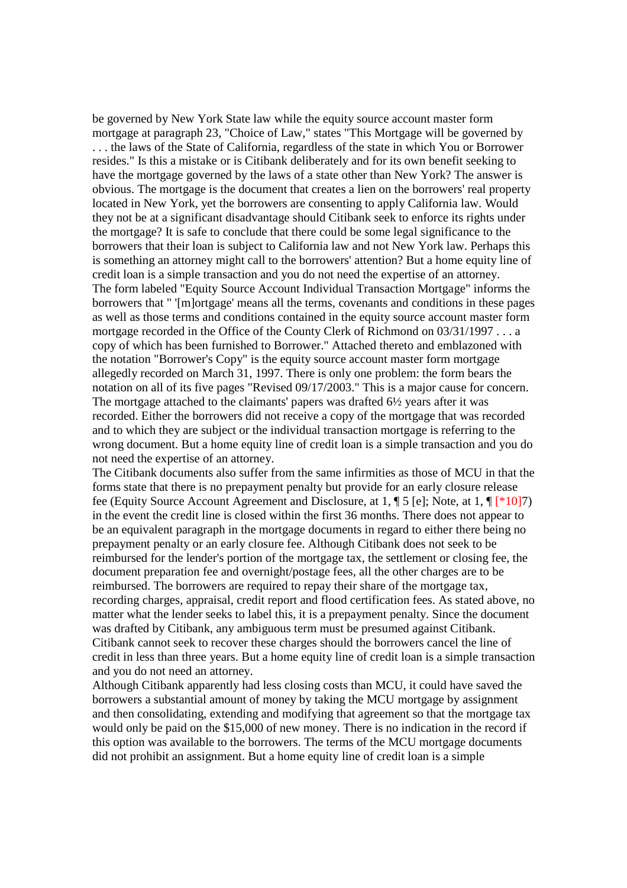be governed by New York State law while the equity source account master form mortgage at paragraph 23, "Choice of Law," states "This Mortgage will be governed by . . . the laws of the State of California, regardless of the state in which You or Borrower resides." Is this a mistake or is Citibank deliberately and for its own benefit seeking to have the mortgage governed by the laws of a state other than New York? The answer is obvious. The mortgage is the document that creates a lien on the borrowers' real property located in New York, yet the borrowers are consenting to apply California law. Would they not be at a significant disadvantage should Citibank seek to enforce its rights under the mortgage? It is safe to conclude that there could be some legal significance to the borrowers that their loan is subject to California law and not New York law. Perhaps this is something an attorney might call to the borrowers' attention? But a home equity line of credit loan is a simple transaction and you do not need the expertise of an attorney.

The form labeled "Equity Source Account Individual Transaction Mortgage" informs the borrowers that " '[m]ortgage' means all the terms, covenants and conditions in these pages as well as those terms and conditions contained in the equity source account master form mortgage recorded in the Office of the County Clerk of Richmond on 03/31/1997 . . . a copy of which has been furnished to Borrower." Attached thereto and emblazoned with the notation "Borrower's Copy" is the equity source account master form mortgage allegedly recorded on March 31, 1997. There is only one problem: the form bears the notation on all of its five pages "Revised 09/17/2003." This is a major cause for concern. The mortgage attached to the claimants' papers was drafted 6½ years after it was recorded. Either the borrowers did not receive a copy of the mortgage that was recorded and to which they are subject or the individual transaction mortgage is referring to the wrong document. But a home equity line of credit loan is a simple transaction and you do not need the expertise of an attorney.

The Citibank documents also suffer from the same infirmities as those of MCU in that the forms state that there is no prepayment penalty but provide for an early closure release fee (Equity Source Account Agreement and Disclosure, at 1, ¶ 5 [e]; Note, at 1, ¶ [*10]7) in the event the credit line is closed within the first 36 months. There does not appear to be an equivalent paragraph in the mortgage documents in regard to either there being no prepayment penalty or an early closure fee. Although Citibank does not seek to be reimbursed for the lender's portion of the mortgage tax, the settlement or closing fee, the document preparation fee and overnight/postage fees, all the other charges are to be reimbursed. The borrowers are required to repay their share of the mortgage tax, recording charges, appraisal, credit report and flood certification fees. As stated above, no matter what the lender seeks to label this, it is a prepayment penalty. Since the document was drafted by Citibank, any ambiguous term must be presumed against Citibank. Citibank cannot seek to recover these charges should the borrowers cancel the line of credit in less than three years. But a home equity line of credit loan is a simple transaction and you do not need an attorney.

Although Citibank apparently had less closing costs than MCU, it could have saved the borrowers a substantial amount of money by taking the MCU mortgage by assignment and then consolidating, extending and modifying that agreement so that the mortgage tax would only be paid on the $15,000 of new money. There is no indication in the record if this option was available to the borrowers. The terms of the MCU mortgage documents did not prohibit an assignment. But a home equity line of credit loan is a simple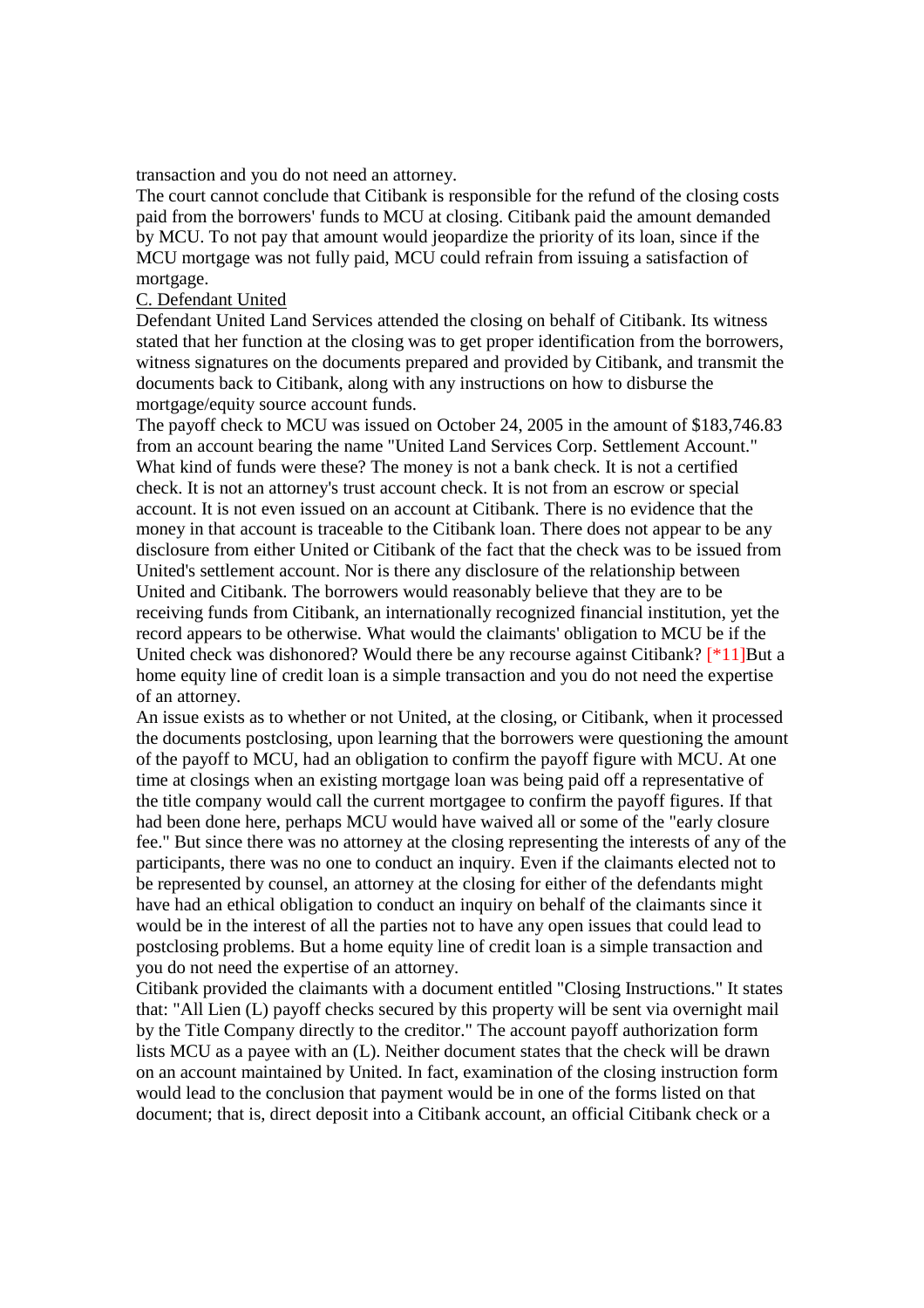transaction and you do not need an attorney.

The court cannot conclude that Citibank is responsible for the refund of the closing costs paid from the borrowers' funds to MCU at closing. Citibank paid the amount demanded by MCU. To not pay that amount would jeopardize the priority of its loan, since if the MCU mortgage was not fully paid, MCU could refrain from issuing a satisfaction of mortgage.

C. Defendant United

Defendant United Land Services attended the closing on behalf of Citibank. Its witness stated that her function at the closing was to get proper identification from the borrowers, witness signatures on the documents prepared and provided by Citibank, and transmit the documents back to Citibank, along with any instructions on how to disburse the mortgage/equity source account funds.

The payoff check to MCU was issued on October 24, 2005 in the amount of $183,746.83 from an account bearing the name "United Land Services Corp. Settlement Account." What kind of funds were these? The money is not a bank check. It is not a certified check. It is not an attorney's trust account check. It is not from an escrow or special account. It is not even issued on an account at Citibank. There is no evidence that the money in that account is traceable to the Citibank loan. There does not appear to be any disclosure from either United or Citibank of the fact that the check was to be issued from United's settlement account. Nor is there any disclosure of the relationship between United and Citibank. The borrowers would reasonably believe that they are to be receiving funds from Citibank, an internationally recognized financial institution, yet the record appears to be otherwise. What would the claimants' obligation to MCU be if the United check was dishonored? Would there be any recourse against Citibank? [*11]But a home equity line of credit loan is a simple transaction and you do not need the expertise of an attorney.

An issue exists as to whether or not United, at the closing, or Citibank, when it processed the documents postclosing, upon learning that the borrowers were questioning the amount of the payoff to MCU, had an obligation to confirm the payoff figure with MCU. At one time at closings when an existing mortgage loan was being paid off a representative of the title company would call the current mortgagee to confirm the payoff figures. If that had been done here, perhaps MCU would have waived all or some of the "early closure fee." But since there was no attorney at the closing representing the interests of any of the participants, there was no one to conduct an inquiry. Even if the claimants elected not to be represented by counsel, an attorney at the closing for either of the defendants might have had an ethical obligation to conduct an inquiry on behalf of the claimants since it would be in the interest of all the parties not to have any open issues that could lead to postclosing problems. But a home equity line of credit loan is a simple transaction and you do not need the expertise of an attorney.

Citibank provided the claimants with a document entitled "Closing Instructions." It states that: "All Lien (L) payoff checks secured by this property will be sent via overnight mail by the Title Company directly to the creditor." The account payoff authorization form lists MCU as a payee with an (L). Neither document states that the check will be drawn on an account maintained by United. In fact, examination of the closing instruction form would lead to the conclusion that payment would be in one of the forms listed on that document; that is, direct deposit into a Citibank account, an official Citibank check or a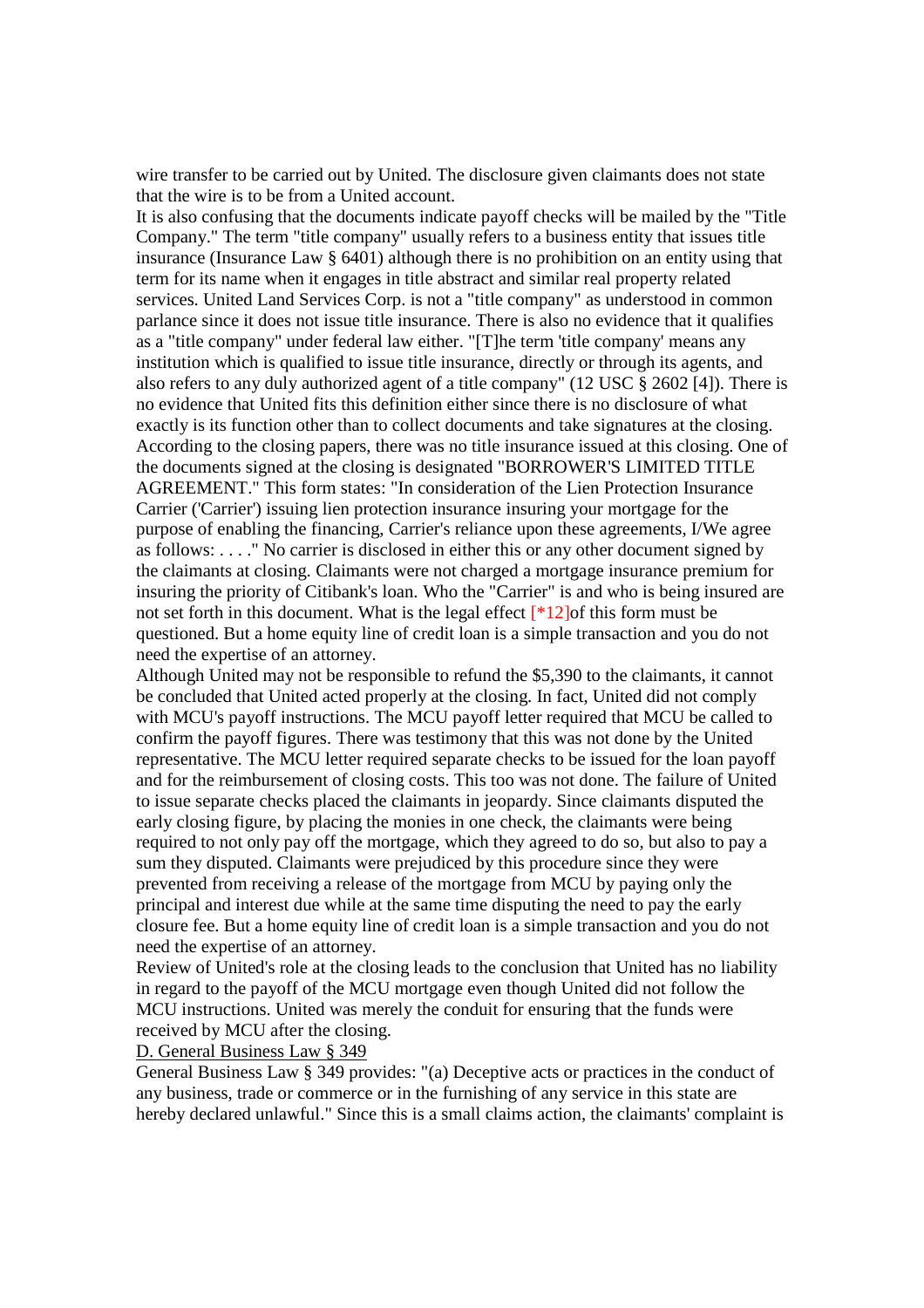wire transfer to be carried out by United. The disclosure given claimants does not state that the wire is to be from a United account.

It is also confusing that the documents indicate payoff checks will be mailed by the "Title Company." The term "title company" usually refers to a business entity that issues title insurance (Insurance Law § 6401) although there is no prohibition on an entity using that term for its name when it engages in title abstract and similar real property related services. United Land Services Corp. is not a "title company" as understood in common parlance since it does not issue title insurance. There is also no evidence that it qualifies as a "title company" under federal law either. "[T]he term 'title company' means any institution which is qualified to issue title insurance, directly or through its agents, and also refers to any duly authorized agent of a title company" (12 USC § 2602 [4]). There is no evidence that United fits this definition either since there is no disclosure of what exactly is its function other than to collect documents and take signatures at the closing. According to the closing papers, there was no title insurance issued at this closing. One of the documents signed at the closing is designated "BORROWER'S LIMITED TITLE AGREEMENT." This form states: "In consideration of the Lien Protection Insurance Carrier ('Carrier') issuing lien protection insurance insuring your mortgage for the purpose of enabling the financing, Carrier's reliance upon these agreements, I/We agree as follows: . . . ." No carrier is disclosed in either this or any other document signed by the claimants at closing. Claimants were not charged a mortgage insurance premium for insuring the priority of Citibank's loan. Who the "Carrier" is and who is being insured are not set forth in this document. What is the legal effect [*12]of this form must be questioned. But a home equity line of credit loan is a simple transaction and you do not need the expertise of an attorney.

Although United may not be responsible to refund the $5,390 to the claimants, it cannot be concluded that United acted properly at the closing. In fact, United did not comply with MCU's payoff instructions. The MCU payoff letter required that MCU be called to confirm the payoff figures. There was testimony that this was not done by the United representative. The MCU letter required separate checks to be issued for the loan payoff and for the reimbursement of closing costs. This too was not done. The failure of United to issue separate checks placed the claimants in jeopardy. Since claimants disputed the early closing figure, by placing the monies in one check, the claimants were being required to not only pay off the mortgage, which they agreed to do so, but also to pay a sum they disputed. Claimants were prejudiced by this procedure since they were prevented from receiving a release of the mortgage from MCU by paying only the principal and interest due while at the same time disputing the need to pay the early closure fee. But a home equity line of credit loan is a simple transaction and you do not need the expertise of an attorney.

Review of United's role at the closing leads to the conclusion that United has no liability in regard to the payoff of the MCU mortgage even though United did not follow the MCU instructions. United was merely the conduit for ensuring that the funds were received by MCU after the closing.

D. General Business Law § 349

General Business Law § 349 provides: "(a) Deceptive acts or practices in the conduct of any business, trade or commerce or in the furnishing of any service in this state are hereby declared unlawful." Since this is a small claims action, the claimants' complaint is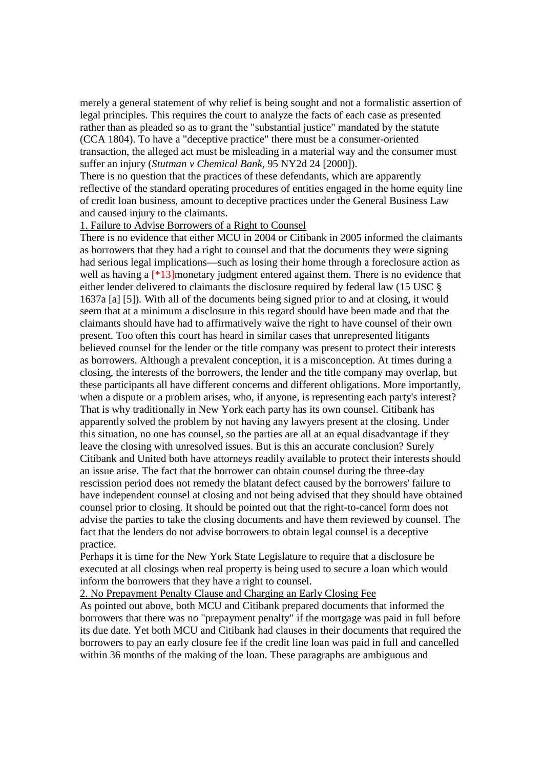merely a general statement of why relief is being sought and not a formalistic assertion of legal principles. This requires the court to analyze the facts of each case as presented rather than as pleaded so as to grant the "substantial justice" mandated by the statute (CCA 1804). To have a "deceptive practice" there must be a consumer-oriented transaction, the alleged act must be misleading in a material way and the consumer must suffer an injury (*Stutman v Chemical Bank*, 95 NY2d 24 [2000]).

There is no question that the practices of these defendants, which are apparently reflective of the standard operating procedures of entities engaged in the home equity line of credit loan business, amount to deceptive practices under the General Business Law and caused injury to the claimants.

1. Failure to Advise Borrowers of a Right to Counsel

There is no evidence that either MCU in 2004 or Citibank in 2005 informed the claimants as borrowers that they had a right to counsel and that the documents they were signing had serious legal implications—such as losing their home through a foreclosure action as well as having a [*13]monetary judgment entered against them. There is no evidence that either lender delivered to claimants the disclosure required by federal law (15 USC § 1637a [a] [5]). With all of the documents being signed prior to and at closing, it would seem that at a minimum a disclosure in this regard should have been made and that the claimants should have had to affirmatively waive the right to have counsel of their own present. Too often this court has heard in similar cases that unrepresented litigants believed counsel for the lender or the title company was present to protect their interests as borrowers. Although a prevalent conception, it is a misconception. At times during a closing, the interests of the borrowers, the lender and the title company may overlap, but these participants all have different concerns and different obligations. More importantly, when a dispute or a problem arises, who, if anyone, is representing each party's interest? That is why traditionally in New York each party has its own counsel. Citibank has apparently solved the problem by not having any lawyers present at the closing. Under this situation, no one has counsel, so the parties are all at an equal disadvantage if they leave the closing with unresolved issues. But is this an accurate conclusion? Surely Citibank and United both have attorneys readily available to protect their interests should an issue arise. The fact that the borrower can obtain counsel during the three-day rescission period does not remedy the blatant defect caused by the borrowers' failure to have independent counsel at closing and not being advised that they should have obtained counsel prior to closing. It should be pointed out that the right-to-cancel form does not advise the parties to take the closing documents and have them reviewed by counsel. The fact that the lenders do not advise borrowers to obtain legal counsel is a deceptive practice.

Perhaps it is time for the New York State Legislature to require that a disclosure be executed at all closings when real property is being used to secure a loan which would inform the borrowers that they have a right to counsel.

2. No Prepayment Penalty Clause and Charging an Early Closing Fee

As pointed out above, both MCU and Citibank prepared documents that informed the borrowers that there was no "prepayment penalty" if the mortgage was paid in full before its due date. Yet both MCU and Citibank had clauses in their documents that required the borrowers to pay an early closure fee if the credit line loan was paid in full and cancelled within 36 months of the making of the loan. These paragraphs are ambiguous and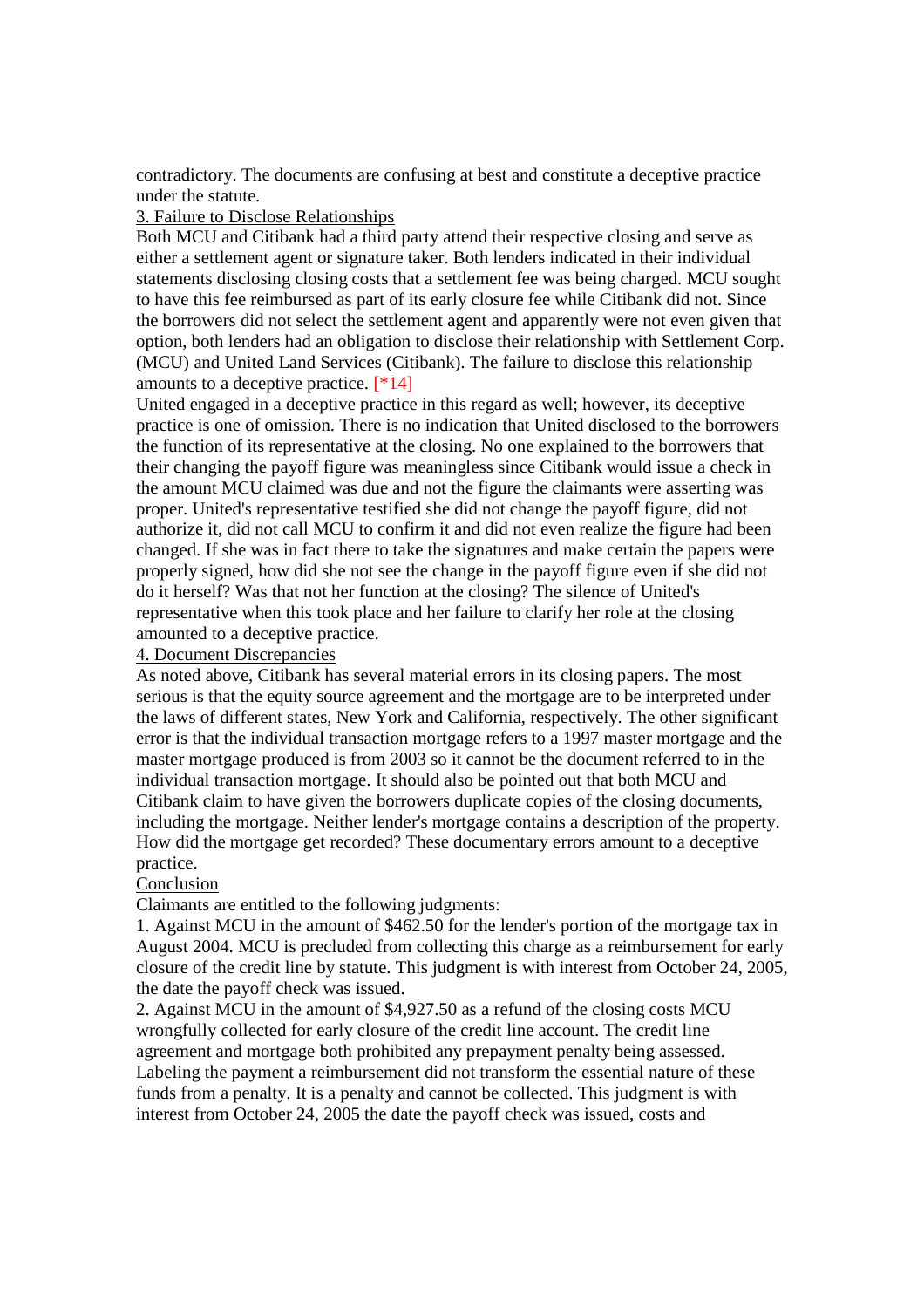contradictory. The documents are confusing at best and constitute a deceptive practice under the statute.

3. Failure to Disclose Relationships

Both MCU and Citibank had a third party attend their respective closing and serve as either a settlement agent or signature taker. Both lenders indicated in their individual statements disclosing closing costs that a settlement fee was being charged. MCU sought to have this fee reimbursed as part of its early closure fee while Citibank did not. Since the borrowers did not select the settlement agent and apparently were not even given that option, both lenders had an obligation to disclose their relationship with Settlement Corp. (MCU) and United Land Services (Citibank). The failure to disclose this relationship amounts to a deceptive practice. [*14]

United engaged in a deceptive practice in this regard as well; however, its deceptive practice is one of omission. There is no indication that United disclosed to the borrowers the function of its representative at the closing. No one explained to the borrowers that their changing the payoff figure was meaningless since Citibank would issue a check in the amount MCU claimed was due and not the figure the claimants were asserting was proper. United's representative testified she did not change the payoff figure, did not authorize it, did not call MCU to confirm it and did not even realize the figure had been changed. If she was in fact there to take the signatures and make certain the papers were properly signed, how did she not see the change in the payoff figure even if she did not do it herself? Was that not her function at the closing? The silence of United's representative when this took place and her failure to clarify her role at the closing amounted to a deceptive practice.

4. Document Discrepancies

As noted above, Citibank has several material errors in its closing papers. The most serious is that the equity source agreement and the mortgage are to be interpreted under the laws of different states, New York and California, respectively. The other significant error is that the individual transaction mortgage refers to a 1997 master mortgage and the master mortgage produced is from 2003 so it cannot be the document referred to in the individual transaction mortgage. It should also be pointed out that both MCU and Citibank claim to have given the borrowers duplicate copies of the closing documents, including the mortgage. Neither lender's mortgage contains a description of the property. How did the mortgage get recorded? These documentary errors amount to a deceptive practice.

Conclusion

Claimants are entitled to the following judgments:

1. Against MCU in the amount of $462.50 for the lender's portion of the mortgage tax in August 2004. MCU is precluded from collecting this charge as a reimbursement for early closure of the credit line by statute. This judgment is with interest from October 24, 2005, the date the payoff check was issued.

2. Against MCU in the amount of $4,927.50 as a refund of the closing costs MCU wrongfully collected for early closure of the credit line account. The credit line agreement and mortgage both prohibited any prepayment penalty being assessed. Labeling the payment a reimbursement did not transform the essential nature of these funds from a penalty. It is a penalty and cannot be collected. This judgment is with interest from October 24, 2005 the date the payoff check was issued, costs and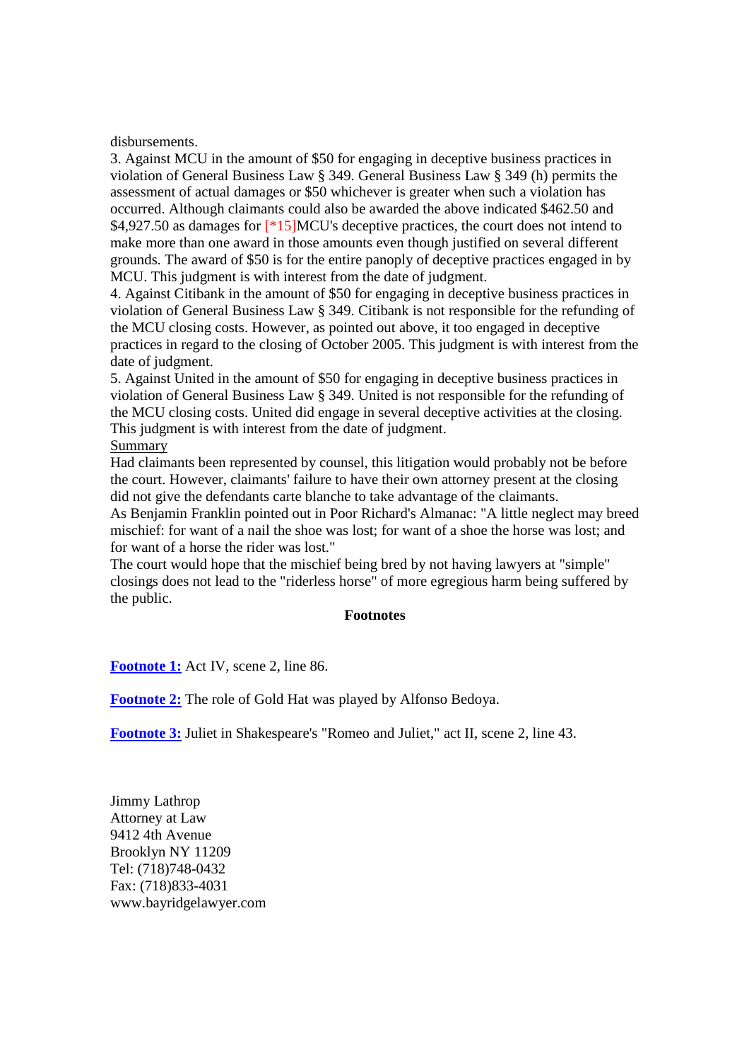disbursements.

3. Against MCU in the amount of $50 for engaging in deceptive business practices in violation of General Business Law § 349. General Business Law § 349 (h) permits the assessment of actual damages or $50 whichever is greater when such a violation has occurred. Although claimants could also be awarded the above indicated $462.50 and $4,927.50 as damages for [*15]MCU's deceptive practices, the court does not intend to make more than one award in those amounts even though justified on several different grounds. The award of $50 is for the entire panoply of deceptive practices engaged in by MCU. This judgment is with interest from the date of judgment.

4. Against Citibank in the amount of $50 for engaging in deceptive business practices in violation of General Business Law § 349. Citibank is not responsible for the refunding of the MCU closing costs. However, as pointed out above, it too engaged in deceptive practices in regard to the closing of October 2005. This judgment is with interest from the date of judgment.

5. Against United in the amount of $50 for engaging in deceptive business practices in violation of General Business Law § 349. United is not responsible for the refunding of the MCU closing costs. United did engage in several deceptive activities at the closing. This judgment is with interest from the date of judgment.

Summary

Had claimants been represented by counsel, this litigation would probably not be before the court. However, claimants' failure to have their own attorney present at the closing did not give the defendants carte blanche to take advantage of the claimants.

As Benjamin Franklin pointed out in Poor Richard's Almanac: "A little neglect may breed mischief: for want of a nail the shoe was lost; for want of a shoe the horse was lost; and for want of a horse the rider was lost."

The court would hope that the mischief being bred by not having lawyers at "simple" closings does not lead to the "riderless horse" of more egregious harm being suffered by the public.

**Footnotes**

**Footnote 1:** Act IV, scene 2, line 86.

**Footnote 2:** The role of Gold Hat was played by Alfonso Bedoya.

**Footnote 3:** Juliet in Shakespeare's "Romeo and Juliet," act II, scene 2, line 43.

Jimmy Lathrop
Attorney at Law
9412 4th Avenue
Brooklyn NY 11209
Tel: (718)748-0432
Fax: (718)833-4031
www.bayridgelawyer.com